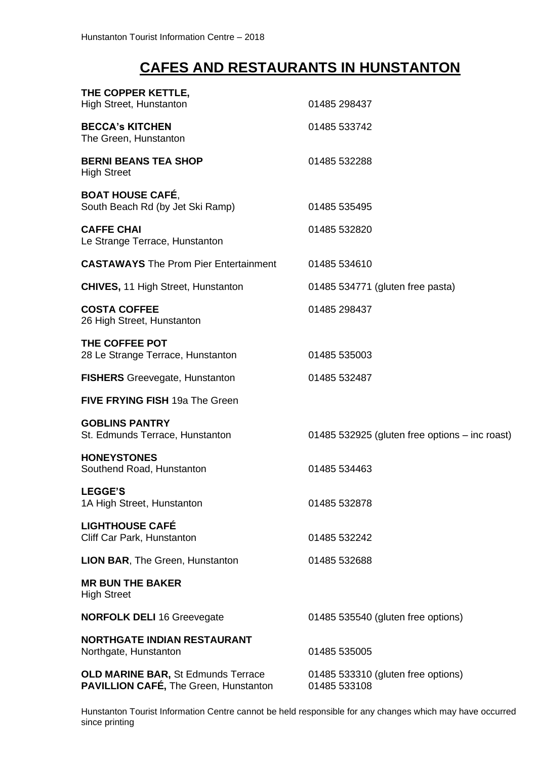# CAFES AND RESTAURANTS IN HUNSTANTON

| | |
|---|---|
| **THE COPPER KETTLE,** High Street, Hunstanton | 01485 298437 |
| **BECCA's KITCHEN** The Green, Hunstanton | 01485 533742 |
| **BERNI BEANS TEA SHOP** High Street | 01485 532288 |
| **BOAT HOUSE CAFÉ**, South Beach Rd (by Jet Ski Ramp) | 01485 535495 |
| **CAFFE CHAI** Le Strange Terrace, Hunstanton | 01485 532820 |
| **CASTAWAYS** The Prom Pier Entertainment | 01485 534610 |
| **CHIVES,** 11 High Street, Hunstanton | 01485 534771 (gluten free pasta) |
| **COSTA COFFEE** 26 High Street, Hunstanton | 01485 298437 |
| **THE COFFEE POT** 28 Le Strange Terrace, Hunstanton | 01485 535003 |
| **FISHERS** Greevegate, Hunstanton | 01485 532487 |
| **FIVE FRYING FISH** 19a The Green | |
| **GOBLINS PANTRY** St. Edmunds Terrace, Hunstanton | 01485 532925 (gluten free options – inc roast) |
| **HONEYSTONES** Southend Road, Hunstanton | 01485 534463 |
| **LEGGE'S** 1A High Street, Hunstanton | 01485 532878 |
| **LIGHTHOUSE CAFÉ** Cliff Car Park, Hunstanton | 01485 532242 |
| **LION BAR**, The Green, Hunstanton | 01485 532688 |
| **MR BUN THE BAKER** High Street | |
| **NORFOLK DELI** 16 Greevegate | 01485 535540 (gluten free options) |
| **NORTHGATE INDIAN RESTAURANT** Northgate, Hunstanton | 01485 535005 |
| **OLD MARINE BAR,** St Edmunds Terrace | 01485 533310 (gluten free options) |
| **PAVILLION CAFÉ,** The Green, Hunstanton | 01485 533108 |

Hunstanton Tourist Information Centre cannot be held responsible for any changes which may have occurred since printing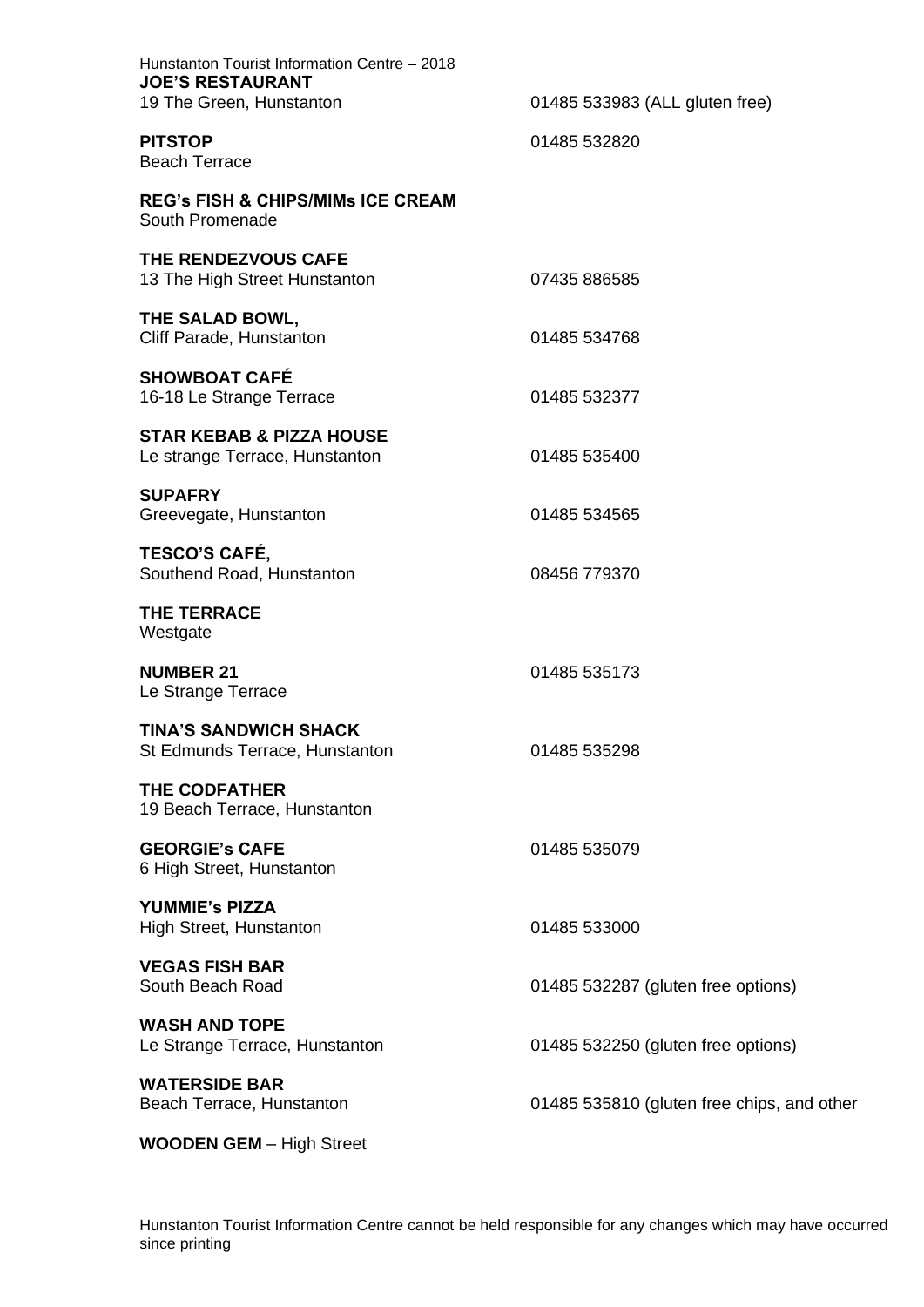Hunstanton Tourist Information Centre – 2018

**JOE'S RESTAURANT**
19 The Green, Hunstanton — 01485 533983 (ALL gluten free)

**PITSTOP** — 01485 532820
Beach Terrace

**REG's FISH & CHIPS/MIMs ICE CREAM**
South Promenade

**THE RENDEZVOUS CAFE**
13 The High Street Hunstanton — 07435 886585

**THE SALAD BOWL,**
Cliff Parade, Hunstanton — 01485 534768

**SHOWBOAT CAFÉ**
16-18 Le Strange Terrace — 01485 532377

**STAR KEBAB & PIZZA HOUSE**
Le strange Terrace, Hunstanton — 01485 535400

**SUPAFRY**
Greevegate, Hunstanton — 01485 534565

**TESCO'S CAFÉ,**
Southend Road, Hunstanton — 08456 779370

**THE TERRACE**
Westgate

**NUMBER 21** — 01485 535173
Le Strange Terrace

**TINA'S SANDWICH SHACK**
St Edmunds Terrace, Hunstanton — 01485 535298

**THE CODFATHER**
19 Beach Terrace, Hunstanton

**GEORGIE's CAFE** — 01485 535079
6 High Street, Hunstanton

**YUMMIE's PIZZA**
High Street, Hunstanton — 01485 533000

**VEGAS FISH BAR**
South Beach Road — 01485 532287 (gluten free options)

**WASH AND TOPE**
Le Strange Terrace, Hunstanton — 01485 532250 (gluten free options)

**WATERSIDE BAR**
Beach Terrace, Hunstanton — 01485 535810 (gluten free chips, and other

**WOODEN GEM** – High Street

Hunstanton Tourist Information Centre cannot be held responsible for any changes which may have occurred since printing